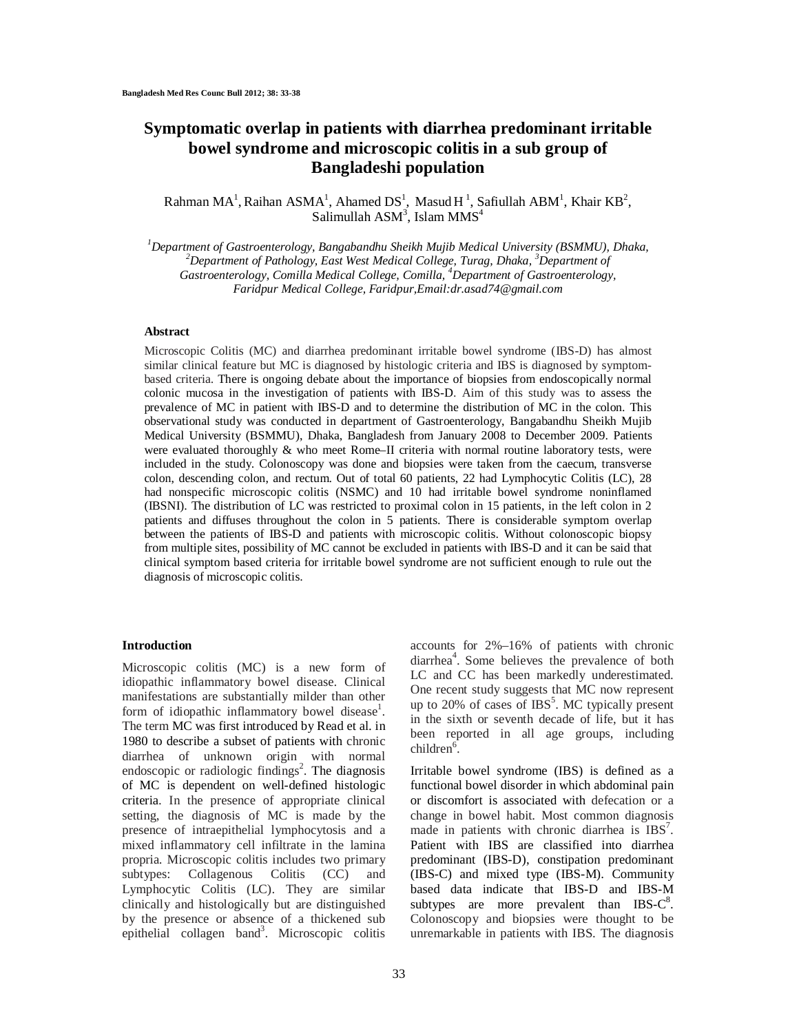# Symptomatic overlap in patients with diarrhea predominant irritable bowel syndrome and microscopic colitis in a sub group of Bangladeshi population

Rahman MA[1], Raihan ASMA[1], Ahamed DS[1], Masud H[1], Safiullah ABM[1], Khair KB[2], Salimullah ASM[3], Islam MMS[4]

*[1]Department of Gastroenterology, Bangabandhu Sheikh Mujib Medical University (BSMMU), Dhaka, [2]Department of Pathology, East West Medical College, Turag, Dhaka, [3]Department of Gastroenterology, Comilla Medical College, Comilla, [4]Department of Gastroenterology, Faridpur Medical College, Faridpur,Email:dr.asad74@gmail.com*

## Abstract

Microscopic Colitis (MC) and diarrhea predominant irritable bowel syndrome (IBS-D) has almost similar clinical feature but MC is diagnosed by histologic criteria and IBS is diagnosed by symptom-based criteria. There is ongoing debate about the importance of biopsies from endoscopically normal colonic mucosa in the investigation of patients with IBS-D. Aim of this study was to assess the prevalence of MC in patient with IBS-D and to determine the distribution of MC in the colon. This observational study was conducted in department of Gastroenterology, Bangabandhu Sheikh Mujib Medical University (BSMMU), Dhaka, Bangladesh from January 2008 to December 2009. Patients were evaluated thoroughly & who meet Rome–II criteria with normal routine laboratory tests, were included in the study. Colonoscopy was done and biopsies were taken from the caecum, transverse colon, descending colon, and rectum. Out of total 60 patients, 22 had Lymphocytic Colitis (LC), 28 had nonspecific microscopic colitis (NSMC) and 10 had irritable bowel syndrome noninflamed (IBSNI). The distribution of LC was restricted to proximal colon in 15 patients, in the left colon in 2 patients and diffuses throughout the colon in 5 patients. There is considerable symptom overlap between the patients of IBS-D and patients with microscopic colitis. Without colonoscopic biopsy from multiple sites, possibility of MC cannot be excluded in patients with IBS-D and it can be said that clinical symptom based criteria for irritable bowel syndrome are not sufficient enough to rule out the diagnosis of microscopic colitis.

## Introduction

Microscopic colitis (MC) is a new form of idiopathic inflammatory bowel disease. Clinical manifestations are substantially milder than other form of idiopathic inflammatory bowel disease[1]. The term MC was first introduced by Read et al. in 1980 to describe a subset of patients with chronic diarrhea of unknown origin with normal endoscopic or radiologic findings[2]. The diagnosis of MC is dependent on well-defined histologic criteria. In the presence of appropriate clinical setting, the diagnosis of MC is made by the presence of intraepithelial lymphocytosis and a mixed inflammatory cell infiltrate in the lamina propria. Microscopic colitis includes two primary subtypes: Collagenous Colitis (CC) and Lymphocytic Colitis (LC). They are similar clinically and histologically but are distinguished by the presence or absence of a thickened sub epithelial collagen band[3]. Microscopic colitis accounts for 2%–16% of patients with chronic diarrhea[4]. Some believes the prevalence of both LC and CC has been markedly underestimated. One recent study suggests that MC now represent up to 20% of cases of IBS[5]. MC typically present in the sixth or seventh decade of life, but it has been reported in all age groups, including children[6].

Irritable bowel syndrome (IBS) is defined as a functional bowel disorder in which abdominal pain or discomfort is associated with defecation or a change in bowel habit. Most common diagnosis made in patients with chronic diarrhea is IBS[7]. Patient with IBS are classified into diarrhea predominant (IBS-D), constipation predominant (IBS-C) and mixed type (IBS-M). Community based data indicate that IBS-D and IBS-M subtypes are more prevalent than IBS-C[8]. Colonoscopy and biopsies were thought to be unremarkable in patients with IBS. The diagnosis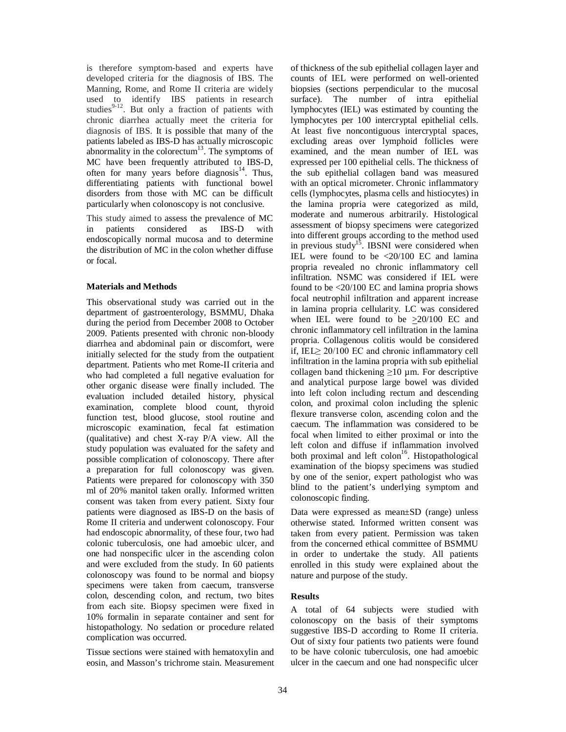is therefore symptom-based and experts have developed criteria for the diagnosis of IBS. The Manning, Rome, and Rome II criteria are widely used to identify IBS patients in research studies[9-12]. But only a fraction of patients with chronic diarrhea actually meet the criteria for diagnosis of IBS. It is possible that many of the patients labeled as IBS-D has actually microscopic abnormality in the colorectum[13]. The symptoms of MC have been frequently attributed to IBS-D, often for many years before diagnosis[14]. Thus, differentiating patients with functional bowel disorders from those with MC can be difficult particularly when colonoscopy is not conclusive.

This study aimed to assess the prevalence of MC in patients considered as IBS-D with endoscopically normal mucosa and to determine the distribution of MC in the colon whether diffuse or focal.

**Materials and Methods**

This observational study was carried out in the department of gastroenterology, BSMMU, Dhaka during the period from December 2008 to October 2009. Patients presented with chronic non-bloody diarrhea and abdominal pain or discomfort, were initially selected for the study from the outpatient department. Patients who met Rome-II criteria and who had completed a full negative evaluation for other organic disease were finally included. The evaluation included detailed history, physical examination, complete blood count, thyroid function test, blood glucose, stool routine and microscopic examination, fecal fat estimation (qualitative) and chest X-ray P/A view. All the study population was evaluated for the safety and possible complication of colonoscopy. There after a preparation for full colonoscopy was given. Patients were prepared for colonoscopy with 350 ml of 20% manitol taken orally. Informed written consent was taken from every patient. Sixty four patients were diagnosed as IBS-D on the basis of Rome II criteria and underwent colonoscopy. Four had endoscopic abnormality, of these four, two had colonic tuberculosis, one had amoebic ulcer, and one had nonspecific ulcer in the ascending colon and were excluded from the study. In 60 patients colonoscopy was found to be normal and biopsy specimens were taken from caecum, transverse colon, descending colon, and rectum, two bites from each site. Biopsy specimen were fixed in 10% formalin in separate container and sent for histopathology. No sedation or procedure related complication was occurred.

Tissue sections were stained with hematoxylin and eosin, and Masson's trichrome stain. Measurement of thickness of the sub epithelial collagen layer and counts of IEL were performed on well-oriented biopsies (sections perpendicular to the mucosal surface). The number of intra epithelial lymphocytes (IEL) was estimated by counting the lymphocytes per 100 intercryptal epithelial cells. At least five noncontiguous intercryptal spaces, excluding areas over lymphoid follicles were examined, and the mean number of IEL was expressed per 100 epithelial cells. The thickness of the sub epithelial collagen band was measured with an optical micrometer. Chronic inflammatory cells (lymphocytes, plasma cells and histiocytes) in the lamina propria were categorized as mild, moderate and numerous arbitrarily. Histological assessment of biopsy specimens were categorized into different groups according to the method used in previous study[15]. IBSNI were considered when IEL were found to be <20/100 EC and lamina propria revealed no chronic inflammatory cell infiltration. NSMC was considered if IEL were found to be <20/100 EC and lamina propria shows focal neutrophil infiltration and apparent increase in lamina propria cellularity. LC was considered when IEL were found to be ≥20/100 EC and chronic inflammatory cell infiltration in the lamina propria. Collagenous colitis would be considered if, IEL≥ 20/100 EC and chronic inflammatory cell infiltration in the lamina propria with sub epithelial collagen band thickening ≥10 µm. For descriptive and analytical purpose large bowel was divided into left colon including rectum and descending colon, and proximal colon including the splenic flexure transverse colon, ascending colon and the caecum. The inflammation was considered to be focal when limited to either proximal or into the left colon and diffuse if inflammation involved both proximal and left colon[16]. Histopathological examination of the biopsy specimens was studied by one of the senior, expert pathologist who was blind to the patient's underlying symptom and colonoscopic finding.

Data were expressed as mean±SD (range) unless otherwise stated. Informed written consent was taken from every patient. Permission was taken from the concerned ethical committee of BSMMU in order to undertake the study. All patients enrolled in this study were explained about the nature and purpose of the study.

**Results**

A total of 64 subjects were studied with colonoscopy on the basis of their symptoms suggestive IBS-D according to Rome II criteria. Out of sixty four patients two patients were found to be have colonic tuberculosis, one had amoebic ulcer in the caecum and one had nonspecific ulcer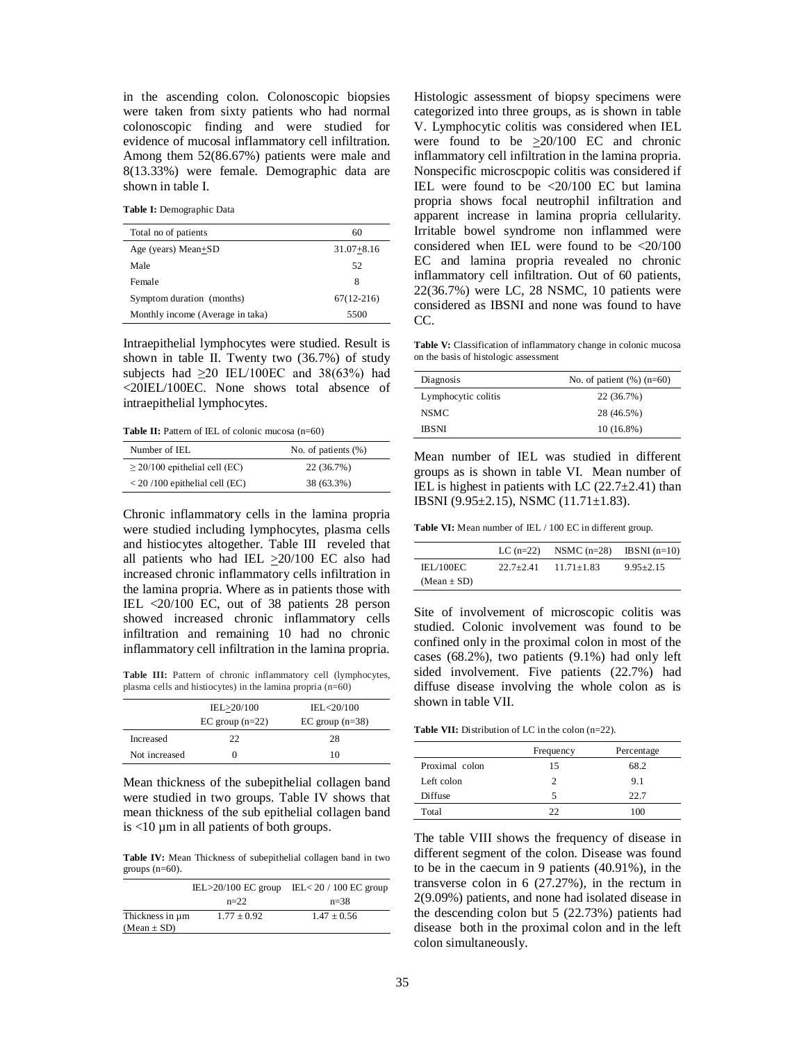in the ascending colon. Colonoscopic biopsies were taken from sixty patients who had normal colonoscopic finding and were studied for evidence of mucosal inflammatory cell infiltration. Among them 52(86.67%) patients were male and 8(13.33%) were female. Demographic data are shown in table I.

**Table I:** Demographic Data

| | |
|---|---|
| Total no of patients | 60 |
| Age (years) Mean+SD | 31.07+8.16 |
| Male | 52 |
| Female | 8 |
| Symptom duration (months) | 67(12-216) |
| Monthly income (Average in taka) | 5500 |

Intraepithelial lymphocytes were studied. Result is shown in table II. Twenty two (36.7%) of study subjects had ≥20 IEL/100EC and 38(63%) had <20IEL/100EC. None shows total absence of intraepithelial lymphocytes.

**Table II:** Pattern of IEL of colonic mucosa (n=60)

| Number of IEL | No. of patients (%) |
|---|---|
| ≥ 20/100 epithelial cell (EC) | 22 (36.7%) |
| < 20 /100 epithelial cell (EC) | 38 (63.3%) |

Chronic inflammatory cells in the lamina propria were studied including lymphocytes, plasma cells and histiocytes altogether. Table III reveled that all patients who had IEL ≥20/100 EC also had increased chronic inflammatory cells infiltration in the lamina propria. Where as in patients those with IEL <20/100 EC, out of 38 patients 28 person showed increased chronic inflammatory cells infiltration and remaining 10 had no chronic inflammatory cell infiltration in the lamina propria.

**Table III:** Pattern of chronic inflammatory cell (lymphocytes, plasma cells and histiocytes) in the lamina propria (n=60)

| | IEL≥20/100 EC group (n=22) | IEL<20/100 EC group (n=38) |
|---|---|---|
| Increased | 22 | 28 |
| Not increased | 0 | 10 |

Mean thickness of the subepithelial collagen band were studied in two groups. Table IV shows that mean thickness of the sub epithelial collagen band is <10 µm in all patients of both groups.

**Table IV:** Mean Thickness of subepithelial collagen band in two groups (n=60).

| | IEL>20/100 EC group n=22 | IEL< 20 / 100 EC group n=38 |
|---|---|---|
| Thickness in µm (Mean ± SD) | 1.77 ± 0.92 | 1.47 ± 0.56 |

Histologic assessment of biopsy specimens were categorized into three groups, as is shown in table V. Lymphocytic colitis was considered when IEL were found to be ≥20/100 EC and chronic inflammatory cell infiltration in the lamina propria. Nonspecific microscpopic colitis was considered if IEL were found to be <20/100 EC but lamina propria shows focal neutrophil infiltration and apparent increase in lamina propria cellularity. Irritable bowel syndrome non inflammed were considered when IEL were found to be <20/100 EC and lamina propria revealed no chronic inflammatory cell infiltration. Out of 60 patients, 22(36.7%) were LC, 28 NSMC, 10 patients were considered as IBSNI and none was found to have CC.

**Table V:** Classification of inflammatory change in colonic mucosa on the basis of histologic assessment

| Diagnosis | No. of patient (%) (n=60) |
|---|---|
| Lymphocytic colitis | 22 (36.7%) |
| NSMC | 28 (46.5%) |
| IBSNI | 10 (16.8%) |

Mean number of IEL was studied in different groups as is shown in table VI. Mean number of IEL is highest in patients with LC (22.7±2.41) than IBSNI (9.95±2.15), NSMC (11.71±1.83).

**Table VI:** Mean number of IEL / 100 EC in different group.

| | LC (n=22) | NSMC (n=28) | IBSNI (n=10) |
|---|---|---|---|
| IEL/100EC (Mean ± SD) | 22.7±2.41 | 11.71±1.83 | 9.95±2.15 |

Site of involvement of microscopic colitis was studied. Colonic involvement was found to be confined only in the proximal colon in most of the cases (68.2%), two patients (9.1%) had only left sided involvement. Five patients (22.7%) had diffuse disease involving the whole colon as is shown in table VII.

**Table VII:** Distribution of LC in the colon (n=22).

| | Frequency | Percentage |
|---|---|---|
| Proximal colon | 15 | 68.2 |
| Left colon | 2 | 9.1 |
| Diffuse | 5 | 22.7 |
| Total | 22 | 100 |

The table VIII shows the frequency of disease in different segment of the colon. Disease was found to be in the caecum in 9 patients (40.91%), in the transverse colon in 6 (27.27%), in the rectum in 2(9.09%) patients, and none had isolated disease in the descending colon but 5 (22.73%) patients had disease both in the proximal colon and in the left colon simultaneously.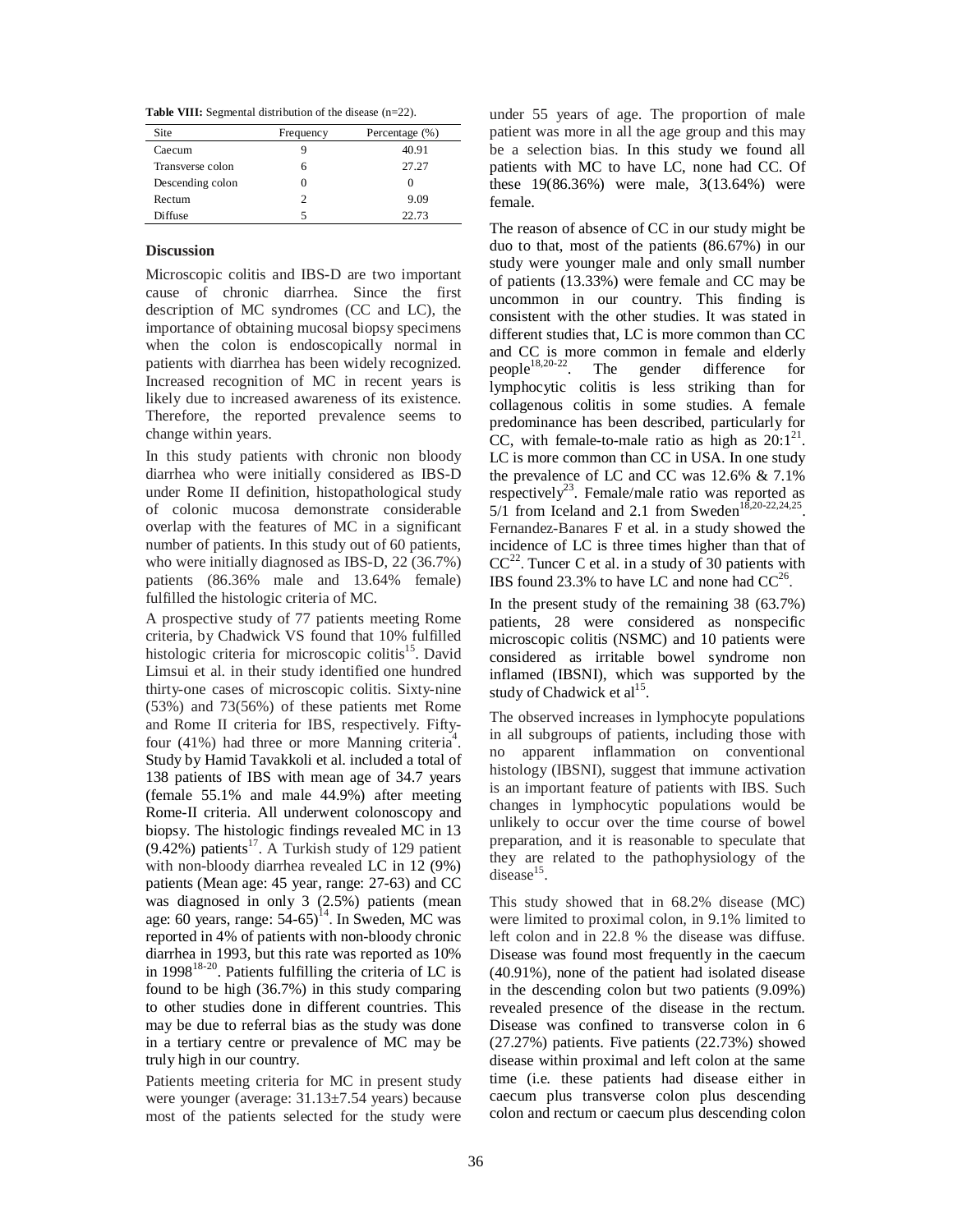**Table VIII:** Segmental distribution of the disease (n=22).

| Site | Frequency | Percentage (%) |
|---|---|---|
| Caecum | 9 | 40.91 |
| Transverse colon | 6 | 27.27 |
| Descending colon | 0 | 0 |
| Rectum | 2 | 9.09 |
| Diffuse | 5 | 22.73 |

## Discussion

Microscopic colitis and IBS-D are two important cause of chronic diarrhea. Since the first description of MC syndromes (CC and LC), the importance of obtaining mucosal biopsy specimens when the colon is endoscopically normal in patients with diarrhea has been widely recognized. Increased recognition of MC in recent years is likely due to increased awareness of its existence. Therefore, the reported prevalence seems to change within years.

In this study patients with chronic non bloody diarrhea who were initially considered as IBS-D under Rome II definition, histopathological study of colonic mucosa demonstrate considerable overlap with the features of MC in a significant number of patients. In this study out of 60 patients, who were initially diagnosed as IBS-D, 22 (36.7%) patients (86.36% male and 13.64% female) fulfilled the histologic criteria of MC.

A prospective study of 77 patients meeting Rome criteria, by Chadwick VS found that 10% fulfilled histologic criteria for microscopic colitis[15]. David Limsui et al. in their study identified one hundred thirty-one cases of microscopic colitis. Sixty-nine (53%) and 73(56%) of these patients met Rome and Rome II criteria for IBS, respectively. Fifty-four (41%) had three or more Manning criteria[4]. Study by Hamid Tavakkoli et al. included a total of 138 patients of IBS with mean age of 34.7 years (female 55.1% and male 44.9%) after meeting Rome-II criteria. All underwent colonoscopy and biopsy. The histologic findings revealed MC in 13 (9.42%) patients[17]. A Turkish study of 129 patient with non-bloody diarrhea revealed LC in 12 (9%) patients (Mean age: 45 year, range: 27-63) and CC was diagnosed in only 3 (2.5%) patients (mean age: 60 years, range: 54-65)[14]. In Sweden, MC was reported in 4% of patients with non-bloody chronic diarrhea in 1993, but this rate was reported as 10% in 1998[18-20]. Patients fulfilling the criteria of LC is found to be high (36.7%) in this study comparing to other studies done in different countries. This may be due to referral bias as the study was done in a tertiary centre or prevalence of MC may be truly high in our country.

Patients meeting criteria for MC in present study were younger (average: 31.13±7.54 years) because most of the patients selected for the study were under 55 years of age. The proportion of male patient was more in all the age group and this may be a selection bias. In this study we found all patients with MC to have LC, none had CC. Of these 19(86.36%) were male, 3(13.64%) were female.

The reason of absence of CC in our study might be duo to that, most of the patients (86.67%) in our study were younger male and only small number of patients (13.33%) were female and CC may be uncommon in our country. This finding is consistent with the other studies. It was stated in different studies that, LC is more common than CC and CC is more common in female and elderly people[18,20-22]. The gender difference for lymphocytic colitis is less striking than for collagenous colitis in some studies. A female predominance has been described, particularly for CC, with female-to-male ratio as high as 20:1[21]. LC is more common than CC in USA. In one study the prevalence of LC and CC was 12.6% & 7.1% respectively[23]. Female/male ratio was reported as 5/1 from Iceland and 2.1 from Sweden[18,20-22,24,25]. Fernandez-Banares F et al. in a study showed the incidence of LC is three times higher than that of CC[22]. Tuncer C et al. in a study of 30 patients with IBS found 23.3% to have LC and none had CC[26].

In the present study of the remaining 38 (63.7%) patients, 28 were considered as nonspecific microscopic colitis (NSMC) and 10 patients were considered as irritable bowel syndrome non inflamed (IBSNI), which was supported by the study of Chadwick et al[15].

The observed increases in lymphocyte populations in all subgroups of patients, including those with no apparent inflammation on conventional histology (IBSNI), suggest that immune activation is an important feature of patients with IBS. Such changes in lymphocytic populations would be unlikely to occur over the time course of bowel preparation, and it is reasonable to speculate that they are related to the pathophysiology of the disease[15].

This study showed that in 68.2% disease (MC) were limited to proximal colon, in 9.1% limited to left colon and in 22.8 % the disease was diffuse. Disease was found most frequently in the caecum (40.91%), none of the patient had isolated disease in the descending colon but two patients (9.09%) revealed presence of the disease in the rectum. Disease was confined to transverse colon in 6 (27.27%) patients. Five patients (22.73%) showed disease within proximal and left colon at the same time (i.e. these patients had disease either in caecum plus transverse colon plus descending colon and rectum or caecum plus descending colon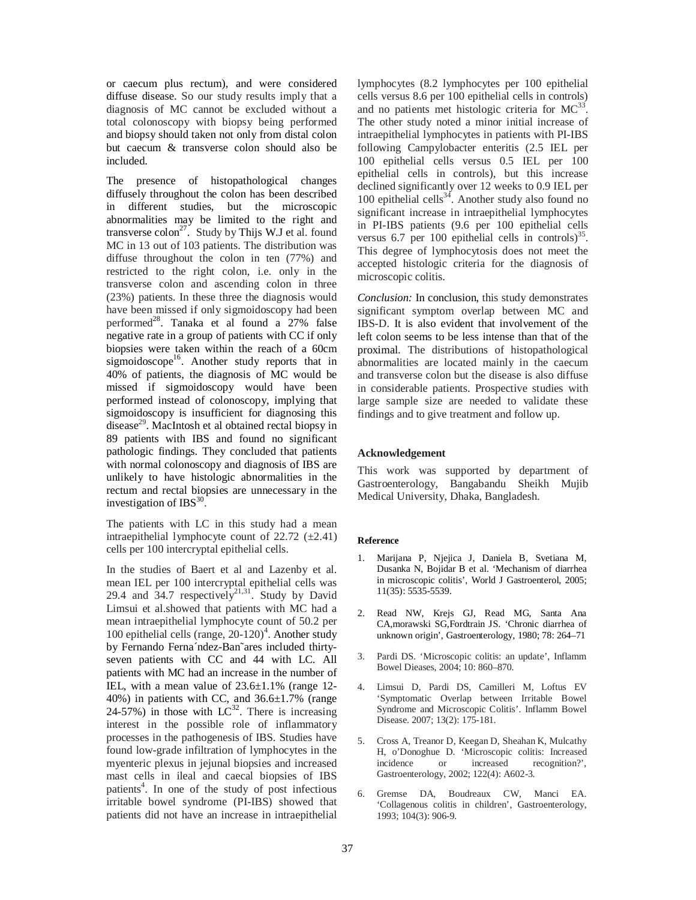or caecum plus rectum), and were considered diffuse disease. So our study results imply that a diagnosis of MC cannot be excluded without a total colonoscopy with biopsy being performed and biopsy should taken not only from distal colon but caecum & transverse colon should also be included.

The presence of histopathological changes diffusely throughout the colon has been described in different studies, but the microscopic abnormalities may be limited to the right and transverse colon[27]. Study by Thijs W.J et al. found MC in 13 out of 103 patients. The distribution was diffuse throughout the colon in ten (77%) and restricted to the right colon, i.e. only in the transverse colon and ascending colon in three (23%) patients. In these three the diagnosis would have been missed if only sigmoidoscopy had been performed[28]. Tanaka et al found a 27% false negative rate in a group of patients with CC if only biopsies were taken within the reach of a 60cm sigmoidoscope[16]. Another study reports that in 40% of patients, the diagnosis of MC would be missed if sigmoidoscopy would have been performed instead of colonoscopy, implying that sigmoidoscopy is insufficient for diagnosing this disease[29]. MacIntosh et al obtained rectal biopsy in 89 patients with IBS and found no significant pathologic findings. They concluded that patients with normal colonoscopy and diagnosis of IBS are unlikely to have histologic abnormalities in the rectum and rectal biopsies are unnecessary in the investigation of IBS[30].

The patients with LC in this study had a mean intraepithelial lymphocyte count of 22.72 (±2.41) cells per 100 intercryptal epithelial cells.

In the studies of Baert et al and Lazenby et al. mean IEL per 100 intercryptal epithelial cells was 29.4 and 34.7 respectively[21,31]. Study by David Limsui et al.showed that patients with MC had a mean intraepithelial lymphocyte count of 50.2 per 100 epithelial cells (range, 20-120)[4]. Another study by Fernando Ferna´ndez-Ban˜ares included thirty-seven patients with CC and 44 with LC. All patients with MC had an increase in the number of IEL, with a mean value of 23.6±1.1% (range 12-40%) in patients with CC, and 36.6±1.7% (range 24-57%) in those with LC[32]. There is increasing interest in the possible role of inflammatory processes in the pathogenesis of IBS. Studies have found low-grade infiltration of lymphocytes in the myenteric plexus in jejunal biopsies and increased mast cells in ileal and caecal biopsies of IBS patients[4]. In one of the study of post infectious irritable bowel syndrome (PI-IBS) showed that patients did not have an increase in intraepithelial lymphocytes (8.2 lymphocytes per 100 epithelial cells versus 8.6 per 100 epithelial cells in controls) and no patients met histologic criteria for MC[33]. The other study noted a minor initial increase of intraepithelial lymphocytes in patients with PI-IBS following Campylobacter enteritis (2.5 IEL per 100 epithelial cells versus 0.5 IEL per 100 epithelial cells in controls), but this increase declined significantly over 12 weeks to 0.9 IEL per 100 epithelial cells[34]. Another study also found no significant increase in intraepithelial lymphocytes in PI-IBS patients (9.6 per 100 epithelial cells versus 6.7 per 100 epithelial cells in controls)[35]. This degree of lymphocytosis does not meet the accepted histologic criteria for the diagnosis of microscopic colitis.

*Conclusion:* In conclusion, this study demonstrates significant symptom overlap between MC and IBS-D. It is also evident that involvement of the left colon seems to be less intense than that of the proximal. The distributions of histopathological abnormalities are located mainly in the caecum and transverse colon but the disease is also diffuse in considerable patients. Prospective studies with large sample size are needed to validate these findings and to give treatment and follow up.

### Acknowledgement

This work was supported by department of Gastroenterology, Bangabandu Sheikh Mujib Medical University, Dhaka, Bangladesh.

### Reference

1. Marijana P, Njejica J, Daniela B, Svetiana M, Dusanka N, Bojidar B et al. 'Mechanism of diarrhea in microscopic colitis', World J Gastroenterol, 2005; 11(35): 5535-5539.
2. Read NW, Krejs GJ, Read MG, Santa Ana CA,morawski SG,Fordtrain JS. 'Chronic diarrhea of unknown origin', Gastroenterology, 1980; 78: 264–71
3. Pardi DS. 'Microscopic colitis: an update', Inflamm Bowel Dieases, 2004; 10: 860–870.
4. Limsui D, Pardi DS, Camilleri M, Loftus EV 'Symptomatic Overlap between Irritable Bowel Syndrome and Microscopic Colitis'. Inflamm Bowel Disease. 2007; 13(2): 175-181.
5. Cross A, Treanor D, Keegan D, Sheahan K, Mulcathy H, o'Donoghue D. 'Microscopic colitis: Increased incidence or increased recognition?', Gastroenterology, 2002; 122(4): A602-3.
6. Gremse DA, Boudreaux CW, Manci EA. 'Collagenous colitis in children', Gastroenterology, 1993; 104(3): 906-9.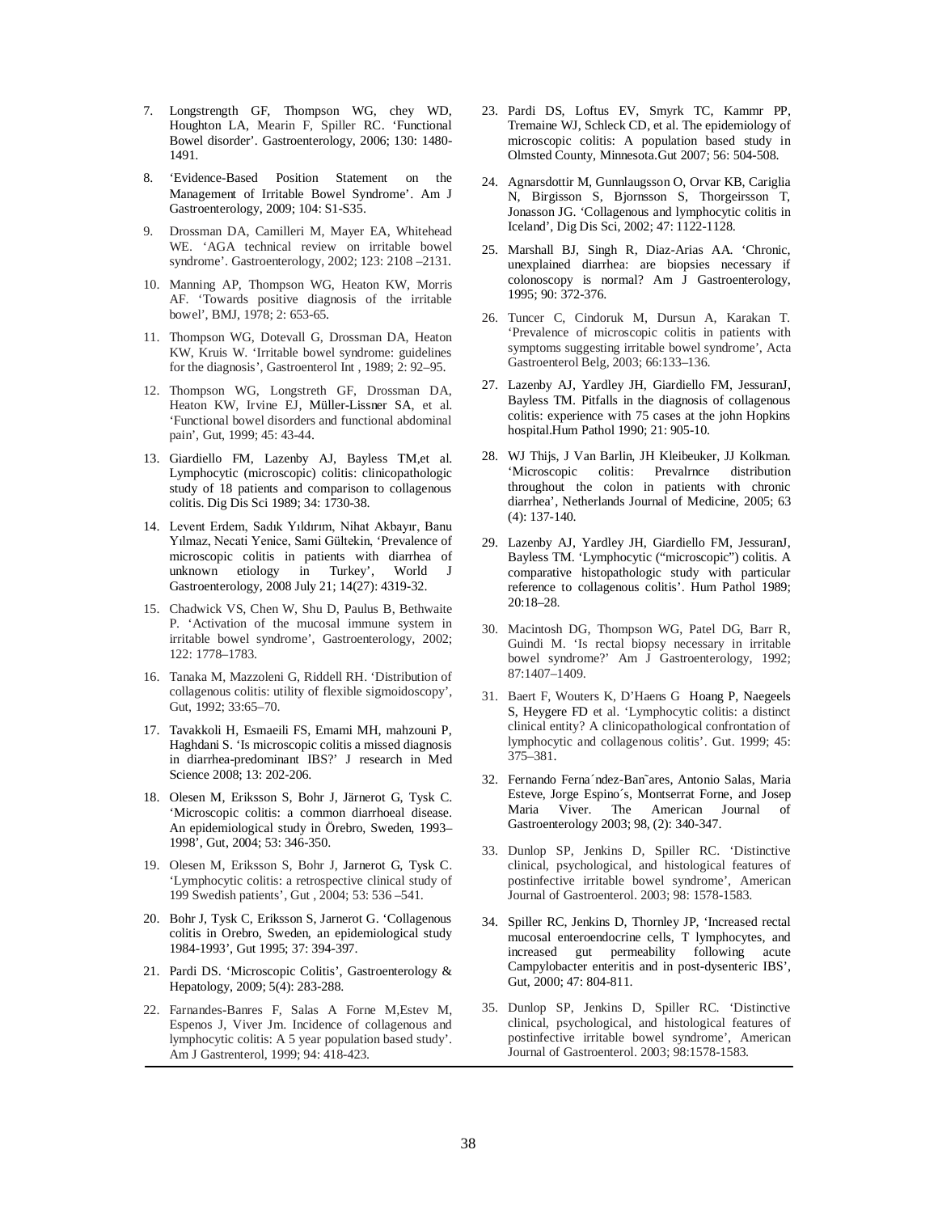7. Longstrength GF, Thompson WG, chey WD, Houghton LA, Mearin F, Spiller RC. 'Functional Bowel disorder'. Gastroenterology, 2006; 130: 1480-1491.

8. 'Evidence-Based Position Statement on the Management of Irritable Bowel Syndrome'. Am J Gastroenterology, 2009; 104: S1-S35.

9. Drossman DA, Camilleri M, Mayer EA, Whitehead WE. 'AGA technical review on irritable bowel syndrome'. Gastroenterology, 2002; 123: 2108 –2131.

10. Manning AP, Thompson WG, Heaton KW, Morris AF. 'Towards positive diagnosis of the irritable bowel', BMJ, 1978; 2: 653-65.

11. Thompson WG, Dotevall G, Drossman DA, Heaton KW, Kruis W. 'Irritable bowel syndrome: guidelines for the diagnosis', Gastroenterol Int , 1989; 2: 92–95.

12. Thompson WG, Longstreth GF, Drossman DA, Heaton KW, Irvine EJ, Müller-Lissner SA, et al. 'Functional bowel disorders and functional abdominal pain', Gut, 1999; 45: 43-44.

13. Giardiello FM, Lazenby AJ, Bayless TM,et al. Lymphocytic (microscopic) colitis: clinicopathologic study of 18 patients and comparison to collagenous colitis. Dig Dis Sci 1989; 34: 1730-38.

14. Levent Erdem, Sadık Yıldırım, Nihat Akbayır, Banu Yılmaz, Necati Yenice, Sami Gültekin, 'Prevalence of microscopic colitis in patients with diarrhea of unknown etiology in Turkey', World J Gastroenterology, 2008 July 21; 14(27): 4319-32.

15. Chadwick VS, Chen W, Shu D, Paulus B, Bethwaite P. 'Activation of the mucosal immune system in irritable bowel syndrome', Gastroenterology, 2002; 122: 1778–1783.

16. Tanaka M, Mazzoleni G, Riddell RH. 'Distribution of collagenous colitis: utility of flexible sigmoidoscopy', Gut, 1992; 33:65–70.

17. Tavakkoli H, Esmaeili FS, Emami MH, mahzouni P, Haghdani S. 'Is microscopic colitis a missed diagnosis in diarrhea-predominant IBS?' J research in Med Science 2008; 13: 202-206.

18. Olesen M, Eriksson S, Bohr J, Järnerot G, Tysk C. 'Microscopic colitis: a common diarrhoeal disease. An epidemiological study in Örebro, Sweden, 1993–1998', Gut, 2004; 53: 346-350.

19. Olesen M, Eriksson S, Bohr J, Jarnerot G, Tysk C. 'Lymphocytic colitis: a retrospective clinical study of 199 Swedish patients', Gut , 2004; 53: 536 –541.

20. Bohr J, Tysk C, Eriksson S, Jarnerot G. 'Collagenous colitis in Orebro, Sweden, an epidemiological study 1984-1993', Gut 1995; 37: 394-397.

21. Pardi DS. 'Microscopic Colitis', Gastroenterology & Hepatology, 2009; 5(4): 283-288.

22. Farnandes-Banres F, Salas A Forne M,Estev M, Espenos J, Viver Jm. Incidence of collagenous and lymphocytic colitis: A 5 year population based study'. Am J Gastrenterol, 1999; 94: 418-423.

23. Pardi DS, Loftus EV, Smyrk TC, Kammr PP, Tremaine WJ, Schleck CD, et al. The epidemiology of microscopic colitis: A population based study in Olmsted County, Minnesota.Gut 2007; 56: 504-508.

24. Agnarsdottir M, Gunnlaugsson O, Orvar KB, Cariglia N, Birgisson S, Bjornsson S, Thorgeirsson T, Jonasson JG. 'Collagenous and lymphocytic colitis in Iceland', Dig Dis Sci, 2002; 47: 1122-1128.

25. Marshall BJ, Singh R, Diaz-Arias AA. 'Chronic, unexplained diarrhea: are biopsies necessary if colonoscopy is normal? Am J Gastroenterology, 1995; 90: 372-376.

26. Tuncer C, Cindoruk M, Dursun A, Karakan T. 'Prevalence of microscopic colitis in patients with symptoms suggesting irritable bowel syndrome', Acta Gastroenterol Belg, 2003; 66:133–136.

27. Lazenby AJ, Yardley JH, Giardiello FM, JessuranJ, Bayless TM. Pitfalls in the diagnosis of collagenous colitis: experience with 75 cases at the john Hopkins hospital.Hum Pathol 1990; 21: 905-10.

28. WJ Thijs, J Van Barlin, JH Kleibeuker, JJ Kolkman. 'Microscopic colitis: Prevalrnce distribution throughout the colon in patients with chronic diarrhea', Netherlands Journal of Medicine, 2005; 63 (4): 137-140.

29. Lazenby AJ, Yardley JH, Giardiello FM, JessuranJ, Bayless TM. 'Lymphocytic ("microscopic") colitis. A comparative histopathologic study with particular reference to collagenous colitis'. Hum Pathol 1989; 20:18–28.

30. Macintosh DG, Thompson WG, Patel DG, Barr R, Guindi M. 'Is rectal biopsy necessary in irritable bowel syndrome?' Am J Gastroenterology, 1992; 87:1407–1409.

31. Baert F, Wouters K, D'Haens G Hoang P, Naegeels S, Heygere FD et al. 'Lymphocytic colitis: a distinct clinical entity? A clinicopathological confrontation of lymphocytic and collagenous colitis'. Gut. 1999; 45: 375–381.

32. Fernando Ferna´ndez-Ban˜ares, Antonio Salas, Maria Esteve, Jorge Espino´s, Montserrat Forne, and Josep Maria Viver. The American Journal of Gastroenterology 2003; 98, (2): 340-347.

33. Dunlop SP, Jenkins D, Spiller RC. 'Distinctive clinical, psychological, and histological features of postinfective irritable bowel syndrome', American Journal of Gastroenterol. 2003; 98: 1578-1583.

34. Spiller RC, Jenkins D, Thornley JP, 'Increased rectal mucosal enteroendocrine cells, T lymphocytes, and increased gut permeability following acute Campylobacter enteritis and in post-dysenteric IBS', Gut, 2000; 47: 804-811.

35. Dunlop SP, Jenkins D, Spiller RC. 'Distinctive clinical, psychological, and histological features of postinfective irritable bowel syndrome', American Journal of Gastroenterol. 2003; 98:1578-1583.